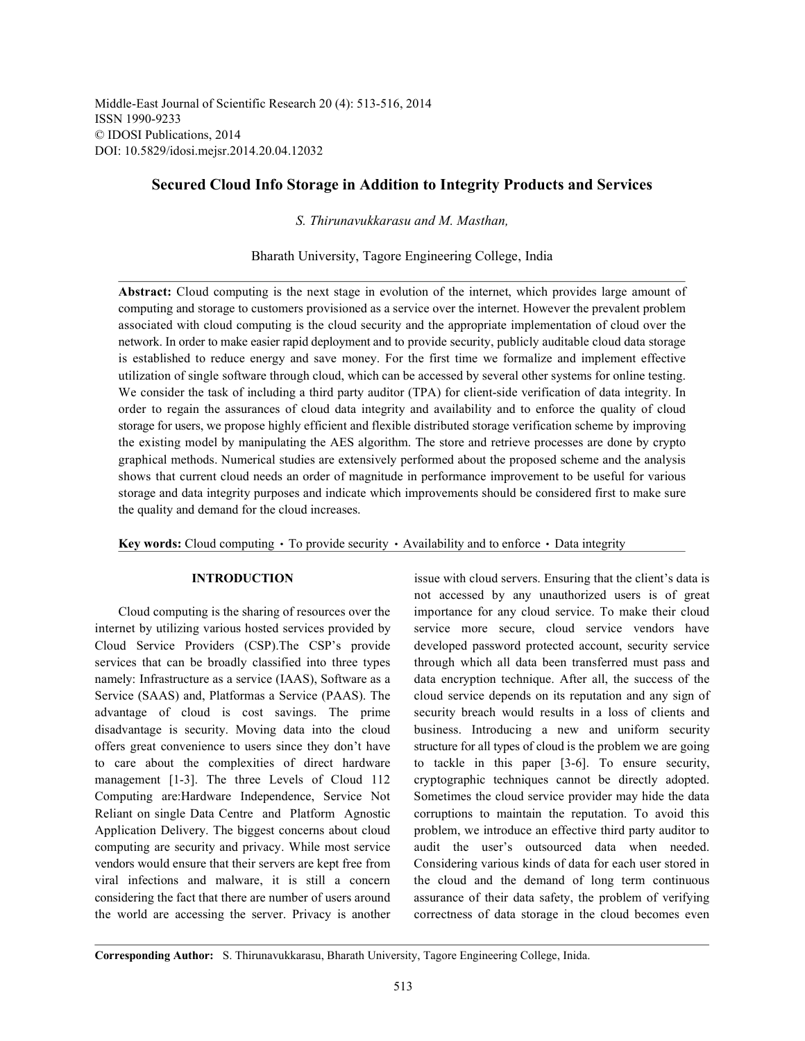Middle-East Journal of Scientific Research 20 (4): 513-516, 2014
ISSN 1990-9233
© IDOSI Publications, 2014
DOI: 10.5829/idosi.mejsr.2014.20.04.12032

# Secured Cloud Info Storage in Addition to Integrity Products and Services

*S. Thirunavukkarasu and M. Masthan,*

Bharath University, Tagore Engineering College, India

**Abstract:** Cloud computing is the next stage in evolution of the internet, which provides large amount of computing and storage to customers provisioned as a service over the internet. However the prevalent problem associated with cloud computing is the cloud security and the appropriate implementation of cloud over the network. In order to make easier rapid deployment and to provide security, publicly auditable cloud data storage is established to reduce energy and save money. For the first time we formalize and implement effective utilization of single software through cloud, which can be accessed by several other systems for online testing. We consider the task of including a third party auditor (TPA) for client-side verification of data integrity. In order to regain the assurances of cloud data integrity and availability and to enforce the quality of cloud storage for users, we propose highly efficient and flexible distributed storage verification scheme by improving the existing model by manipulating the AES algorithm. The store and retrieve processes are done by crypto graphical methods. Numerical studies are extensively performed about the proposed scheme and the analysis shows that current cloud needs an order of magnitude in performance improvement to be useful for various storage and data integrity purposes and indicate which improvements should be considered first to make sure the quality and demand for the cloud increases.

**Key words:** Cloud computing • To provide security • Availability and to enforce • Data integrity

## INTRODUCTION

Cloud computing is the sharing of resources over the internet by utilizing various hosted services provided by Cloud Service Providers (CSP).The CSP's provide services that can be broadly classified into three types namely: Infrastructure as a service (IAAS), Software as a Service (SAAS) and, Platformas a Service (PAAS). The advantage of cloud is cost savings. The prime disadvantage is security. Moving data into the cloud offers great convenience to users since they don't have to care about the complexities of direct hardware management [1-3]. The three Levels of Cloud 112 Computing are:Hardware Independence, Service Not Reliant on single Data Centre and Platform Agnostic Application Delivery. The biggest concerns about cloud computing are security and privacy. While most service vendors would ensure that their servers are kept free from viral infections and malware, it is still a concern considering the fact that there are number of users around the world are accessing the server. Privacy is another issue with cloud servers. Ensuring that the client's data is not accessed by any unauthorized users is of great importance for any cloud service. To make their cloud service more secure, cloud service vendors have developed password protected account, security service through which all data been transferred must pass and data encryption technique. After all, the success of the cloud service depends on its reputation and any sign of security breach would results in a loss of clients and business. Introducing a new and uniform security structure for all types of cloud is the problem we are going to tackle in this paper [3-6]. To ensure security, cryptographic techniques cannot be directly adopted. Sometimes the cloud service provider may hide the data corruptions to maintain the reputation. To avoid this problem, we introduce an effective third party auditor to audit the user's outsourced data when needed. Considering various kinds of data for each user stored in the cloud and the demand of long term continuous assurance of their data safety, the problem of verifying correctness of data storage in the cloud becomes even

**Corresponding Author:** S. Thirunavukkarasu, Bharath University, Tagore Engineering College, Inida.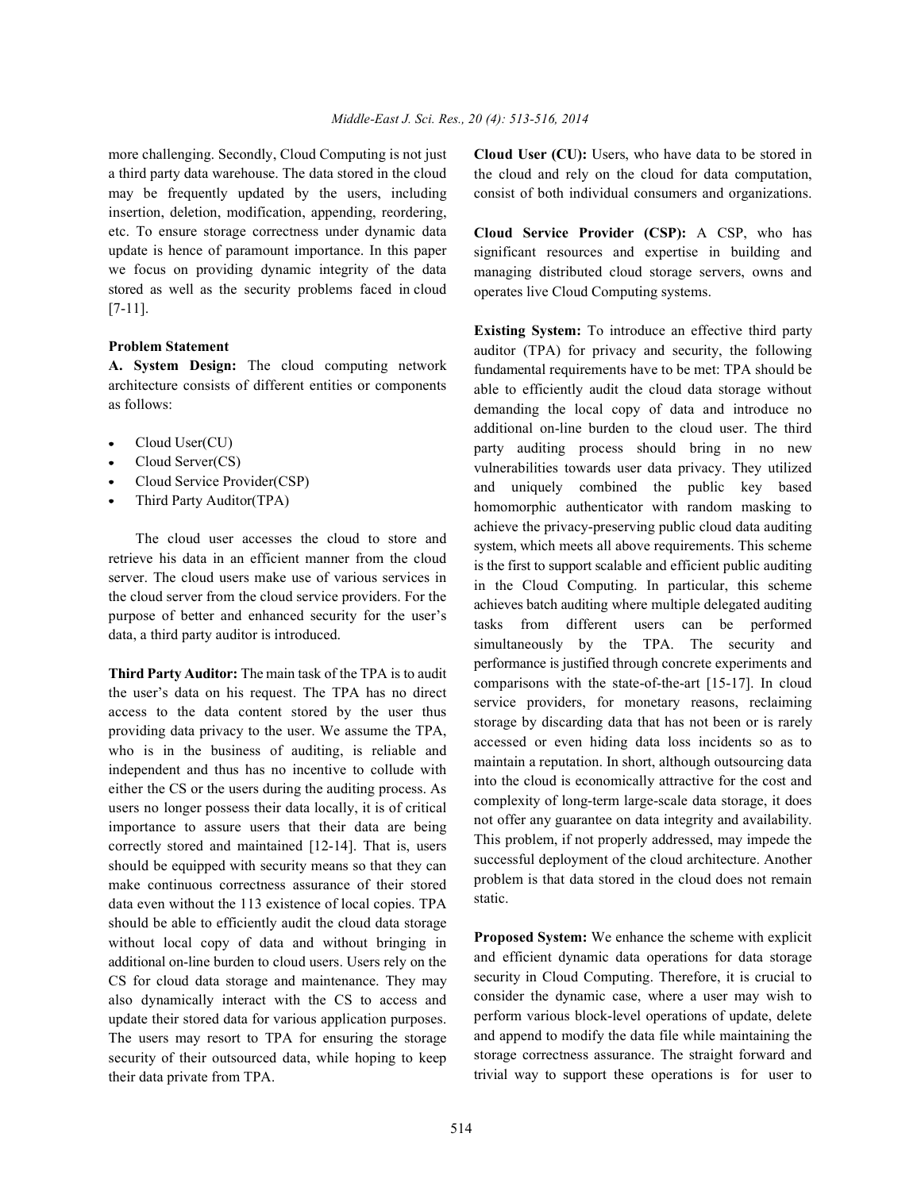more challenging. Secondly, Cloud Computing is not just a third party data warehouse. The data stored in the cloud may be frequently updated by the users, including insertion, deletion, modification, appending, reordering, etc. To ensure storage correctness under dynamic data update is hence of paramount importance. In this paper we focus on providing dynamic integrity of the data stored as well as the security problems faced in cloud [7-11].

**Problem Statement**

**A. System Design:** The cloud computing network architecture consists of different entities or components as follows:

- Cloud User(CU)
- Cloud Server(CS)
- Cloud Service Provider(CSP)
- Third Party Auditor(TPA)

The cloud user accesses the cloud to store and retrieve his data in an efficient manner from the cloud server. The cloud users make use of various services in the cloud server from the cloud service providers. For the purpose of better and enhanced security for the user's data, a third party auditor is introduced.

**Third Party Auditor:** The main task of the TPA is to audit the user's data on his request. The TPA has no direct access to the data content stored by the user thus providing data privacy to the user. We assume the TPA, who is in the business of auditing, is reliable and independent and thus has no incentive to collude with either the CS or the users during the auditing process. As users no longer possess their data locally, it is of critical importance to assure users that their data are being correctly stored and maintained [12-14]. That is, users should be equipped with security means so that they can make continuous correctness assurance of their stored data even without the 113 existence of local copies. TPA should be able to efficiently audit the cloud data storage without local copy of data and without bringing in additional on-line burden to cloud users. Users rely on the CS for cloud data storage and maintenance. They may also dynamically interact with the CS to access and update their stored data for various application purposes. The users may resort to TPA for ensuring the storage security of their outsourced data, while hoping to keep their data private from TPA.

**Cloud User (CU):** Users, who have data to be stored in the cloud and rely on the cloud for data computation, consist of both individual consumers and organizations.

**Cloud Service Provider (CSP):** A CSP, who has significant resources and expertise in building and managing distributed cloud storage servers, owns and operates live Cloud Computing systems.

**Existing System:** To introduce an effective third party auditor (TPA) for privacy and security, the following fundamental requirements have to be met: TPA should be able to efficiently audit the cloud data storage without demanding the local copy of data and introduce no additional on-line burden to the cloud user. The third party auditing process should bring in no new vulnerabilities towards user data privacy. They utilized and uniquely combined the public key based homomorphic authenticator with random masking to achieve the privacy-preserving public cloud data auditing system, which meets all above requirements. This scheme is the first to support scalable and efficient public auditing in the Cloud Computing. In particular, this scheme achieves batch auditing where multiple delegated auditing tasks from different users can be performed simultaneously by the TPA. The security and performance is justified through concrete experiments and comparisons with the state-of-the-art [15-17]. In cloud service providers, for monetary reasons, reclaiming storage by discarding data that has not been or is rarely accessed or even hiding data loss incidents so as to maintain a reputation. In short, although outsourcing data into the cloud is economically attractive for the cost and complexity of long-term large-scale data storage, it does not offer any guarantee on data integrity and availability. This problem, if not properly addressed, may impede the successful deployment of the cloud architecture. Another problem is that data stored in the cloud does not remain static.

**Proposed System:** We enhance the scheme with explicit and efficient dynamic data operations for data storage security in Cloud Computing. Therefore, it is crucial to consider the dynamic case, where a user may wish to perform various block-level operations of update, delete and append to modify the data file while maintaining the storage correctness assurance. The straight forward and trivial way to support these operations is for user to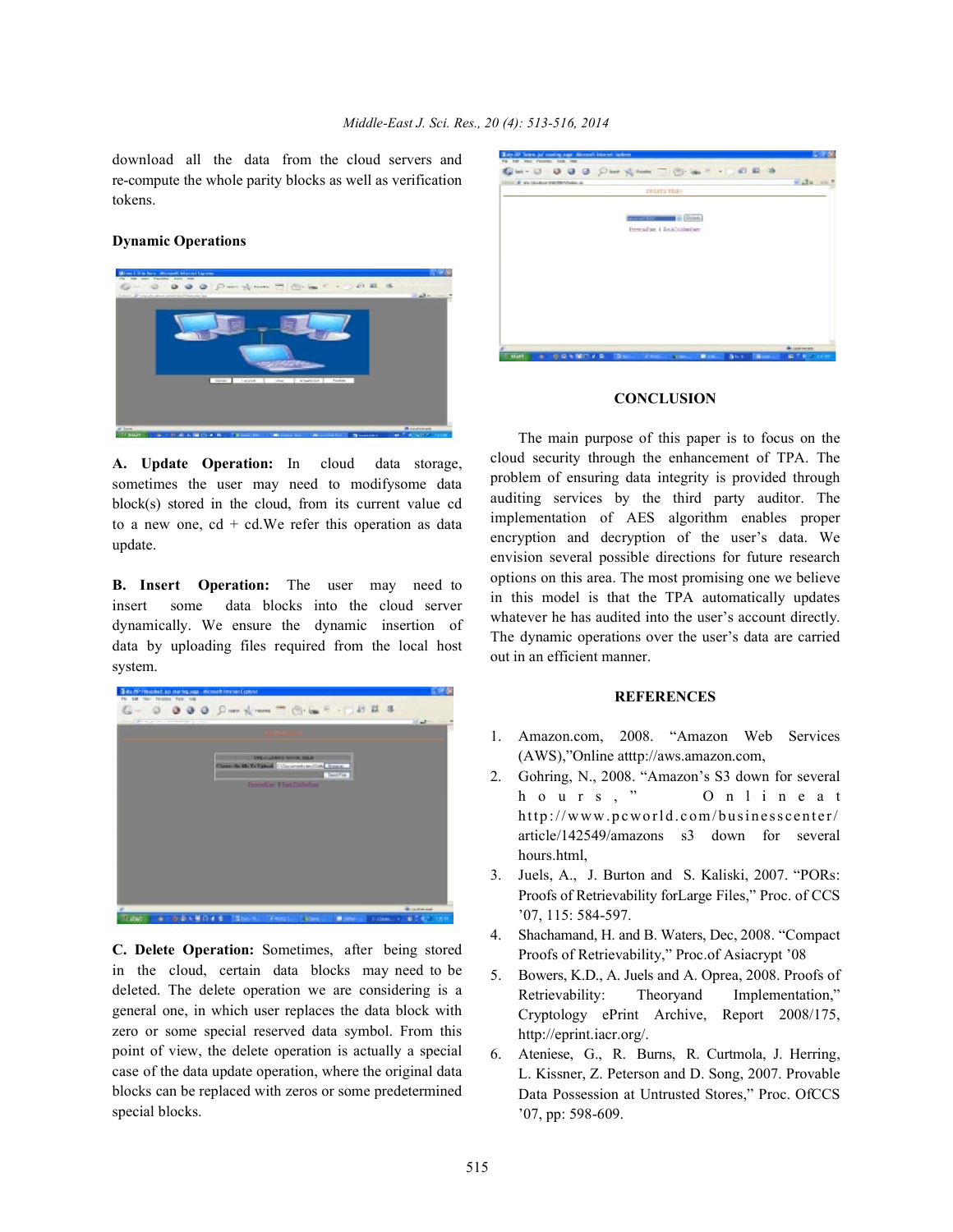download all the data from the cloud servers and re-compute the whole parity blocks as well as verification tokens.

### Dynamic Operations

**A. Update Operation:** In cloud data storage, sometimes the user may need to modifysome data block(s) stored in the cloud, from its current value cd to a new one, cd + cd.We refer this operation as data update.

**B. Insert Operation:** The user may need to insert some data blocks into the cloud server dynamically. We ensure the dynamic insertion of data by uploading files required from the local host system.

**C. Delete Operation:** Sometimes, after being stored in the cloud, certain data blocks may need to be deleted. The delete operation we are considering is a general one, in which user replaces the data block with zero or some special reserved data symbol. From this point of view, the delete operation is actually a special case of the data update operation, where the original data blocks can be replaced with zeros or some predetermined special blocks.

## CONCLUSION

The main purpose of this paper is to focus on the cloud security through the enhancement of TPA. The problem of ensuring data integrity is provided through auditing services by the third party auditor. The implementation of AES algorithm enables proper encryption and decryption of the user's data. We envision several possible directions for future research options on this area. The most promising one we believe in this model is that the TPA automatically updates whatever he has audited into the user's account directly. The dynamic operations over the user's data are carried out in an efficient manner.

## REFERENCES

1. Amazon.com, 2008. "Amazon Web Services (AWS),"Online atttp://aws.amazon.com,
2. Gohring, N., 2008. "Amazon's S3 down for several hours," Onlineat http://www.pcworld.com/businesscenter/article/142549/amazons s3 down for several hours.html,
3. Juels, A., J. Burton and S. Kaliski, 2007. "PORs: Proofs of Retrievability forLarge Files," Proc. of CCS '07, 115: 584-597.
4. Shachamand, H. and B. Waters, Dec, 2008. "Compact Proofs of Retrievability," Proc.of Asiacrypt '08
5. Bowers, K.D., A. Juels and A. Oprea, 2008. Proofs of Retrievability: Theoryand Implementation," Cryptology ePrint Archive, Report 2008/175, http://eprint.iacr.org/.
6. Ateniese, G., R. Burns, R. Curtmola, J. Herring, L. Kissner, Z. Peterson and D. Song, 2007. Provable Data Possession at Untrusted Stores," Proc. OfCCS '07, pp: 598-609.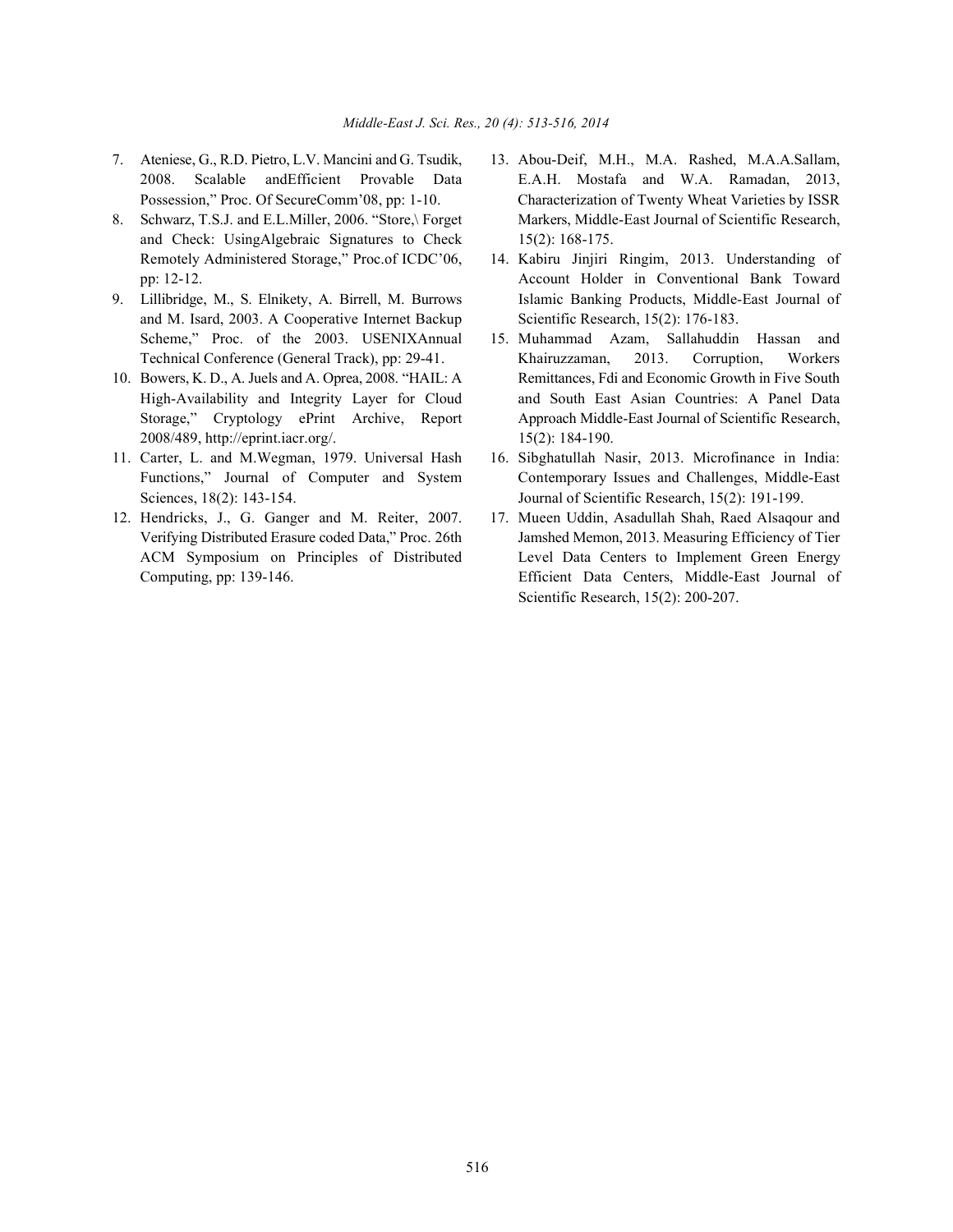7. Ateniese, G., R.D. Pietro, L.V. Mancini and G. Tsudik, 2008. Scalable andEfficient Provable Data Possession," Proc. Of SecureComm'08, pp: 1-10.
8. Schwarz, T.S.J. and E.L.Miller, 2006. "Store,\ Forget and Check: UsingAlgebraic Signatures to Check Remotely Administered Storage," Proc.of ICDC'06, pp: 12-12.
9. Lillibridge, M., S. Elnikety, A. Birrell, M. Burrows and M. Isard, 2003. A Cooperative Internet Backup Scheme," Proc. of the 2003. USENIXAnnual Technical Conference (General Track), pp: 29-41.
10. Bowers, K. D., A. Juels and A. Oprea, 2008. "HAIL: A High-Availability and Integrity Layer for Cloud Storage," Cryptology ePrint Archive, Report 2008/489, http://eprint.iacr.org/.
11. Carter, L. and M.Wegman, 1979. Universal Hash Functions," Journal of Computer and System Sciences, 18(2): 143-154.
12. Hendricks, J., G. Ganger and M. Reiter, 2007. Verifying Distributed Erasure coded Data," Proc. 26th ACM Symposium on Principles of Distributed Computing, pp: 139-146.
13. Abou-Deif, M.H., M.A. Rashed, M.A.A.Sallam, E.A.H. Mostafa and W.A. Ramadan, 2013, Characterization of Twenty Wheat Varieties by ISSR Markers, Middle-East Journal of Scientific Research, 15(2): 168-175.
14. Kabiru Jinjiri Ringim, 2013. Understanding of Account Holder in Conventional Bank Toward Islamic Banking Products, Middle-East Journal of Scientific Research, 15(2): 176-183.
15. Muhammad Azam, Sallahuddin Hassan and Khairuzzaman, 2013. Corruption, Workers Remittances, Fdi and Economic Growth in Five South and South East Asian Countries: A Panel Data Approach Middle-East Journal of Scientific Research, 15(2): 184-190.
16. Sibghatullah Nasir, 2013. Microfinance in India: Contemporary Issues and Challenges, Middle-East Journal of Scientific Research, 15(2): 191-199.
17. Mueen Uddin, Asadullah Shah, Raed Alsaqour and Jamshed Memon, 2013. Measuring Efficiency of Tier Level Data Centers to Implement Green Energy Efficient Data Centers, Middle-East Journal of Scientific Research, 15(2): 200-207.